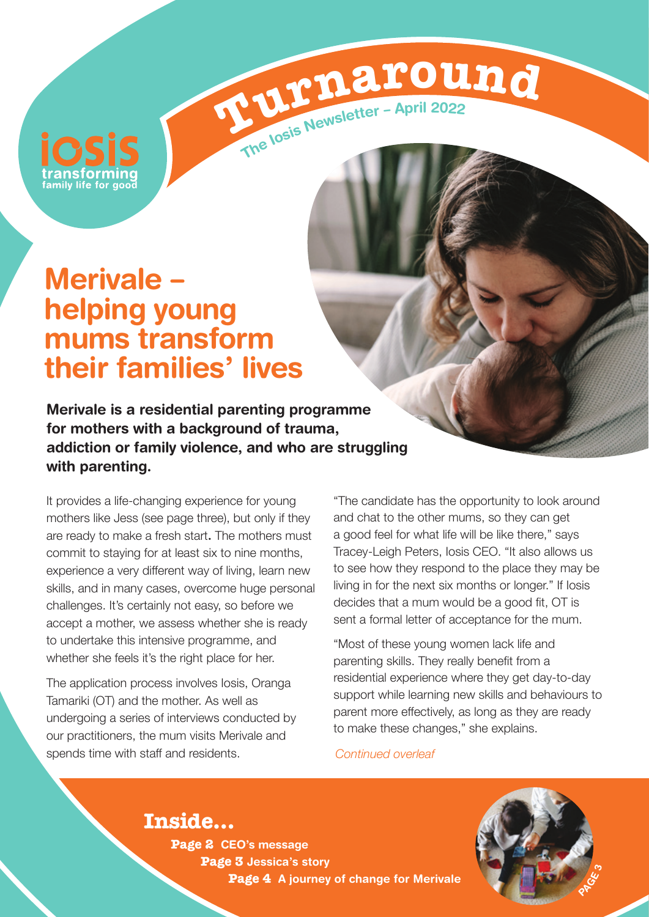# Turnaround

**The Iosis Newsletter – April 2022**

iosis transforming family life for good

## Merivale – helping young mums transform their families' lives

**Merivale is a residential parenting programme for mothers with a background of trauma, addiction or family violence, and who are struggling with parenting.**

It provides a life-changing experience for young mothers like Jess (see page three), but only if they are ready to make a fresh start. The mothers must commit to staying for at least six to nine months, experience a very different way of living, learn new skills, and in many cases, overcome huge personal challenges. It's certainly not easy, so before we accept a mother, we assess whether she is ready to undertake this intensive programme, and whether she feels it's the right place for her.

The application process involves Iosis, Oranga Tamariki (OT) and the mother. As well as undergoing a series of interviews conducted by our practitioners, the mum visits Merivale and spends time with staff and residents.

"The candidate has the opportunity to look around and chat to the other mums, so they can get a good feel for what life will be like there," says Tracey-Leigh Peters, Iosis CEO. "It also allows us to see how they respond to the place they may be living in for the next six months or longer." If Iosis decides that a mum would be a good fit, OT is sent a formal letter of acceptance for the mum.

"Most of these young women lack life and parenting skills. They really benefit from a residential experience where they get day-to-day support while learning new skills and behaviours to parent more effectively, as long as they are ready to make these changes," she explains.

*Continued overleaf*

### Inside...

**Page 2** CEO's message
**Page 3** Jessica's story
**Page 4** A journey of change for Merivale

PAGE 3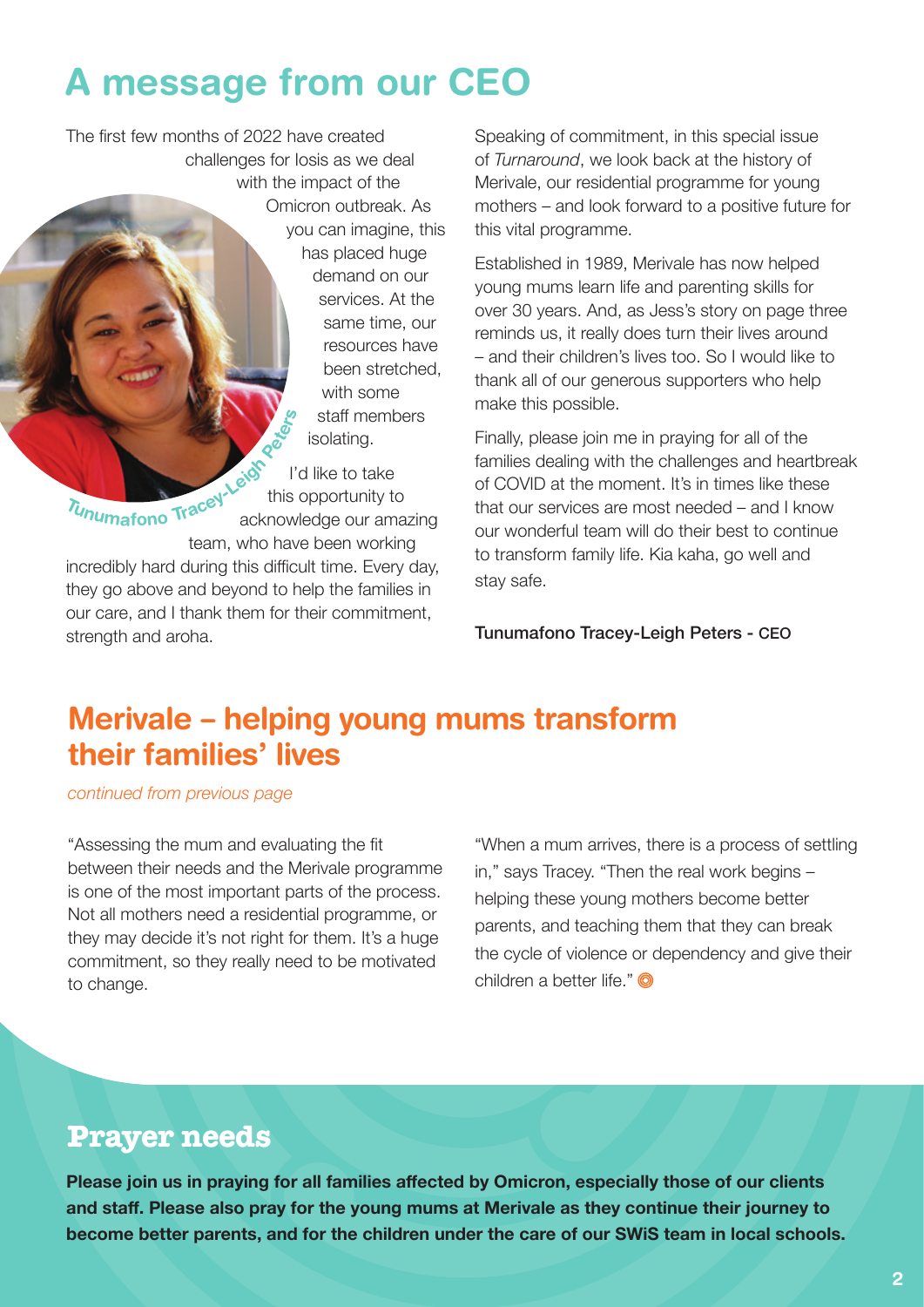# A message from our CEO

The first few months of 2022 have created challenges for Iosis as we deal with the impact of the Omicron outbreak. As you can imagine, this has placed huge demand on our services. At the same time, our resources have been stretched, with some staff members isolating.

Tunumafono Tracey-Leigh Peters

I'd like to take this opportunity to acknowledge our amazing team, who have been working incredibly hard during this difficult time. Every day, they go above and beyond to help the families in our care, and I thank them for their commitment, strength and aroha.

Speaking of commitment, in this special issue of *Turnaround*, we look back at the history of Merivale, our residential programme for young mothers – and look forward to a positive future for this vital programme.

Established in 1989, Merivale has now helped young mums learn life and parenting skills for over 30 years. And, as Jess's story on page three reminds us, it really does turn their lives around – and their children's lives too. So I would like to thank all of our generous supporters who help make this possible.

Finally, please join me in praying for all of the families dealing with the challenges and heartbreak of COVID at the moment. It's in times like these that our services are most needed – and I know our wonderful team will do their best to continue to transform family life. Kia kaha, go well and stay safe.

**Tunumafono Tracey-Leigh Peters - CEO**

## Merivale – helping young mums transform their families' lives

*continued from previous page*

"Assessing the mum and evaluating the fit between their needs and the Merivale programme is one of the most important parts of the process. Not all mothers need a residential programme, or they may decide it's not right for them. It's a huge commitment, so they really need to be motivated to change.

"When a mum arrives, there is a process of settling in," says Tracey. "Then the real work begins – helping these young mothers become better parents, and teaching them that they can break the cycle of violence or dependency and give their children a better life."

## Prayer needs

**Please join us in praying for all families affected by Omicron, especially those of our clients and staff. Please also pray for the young mums at Merivale as they continue their journey to become better parents, and for the children under the care of our SWiS team in local schools.**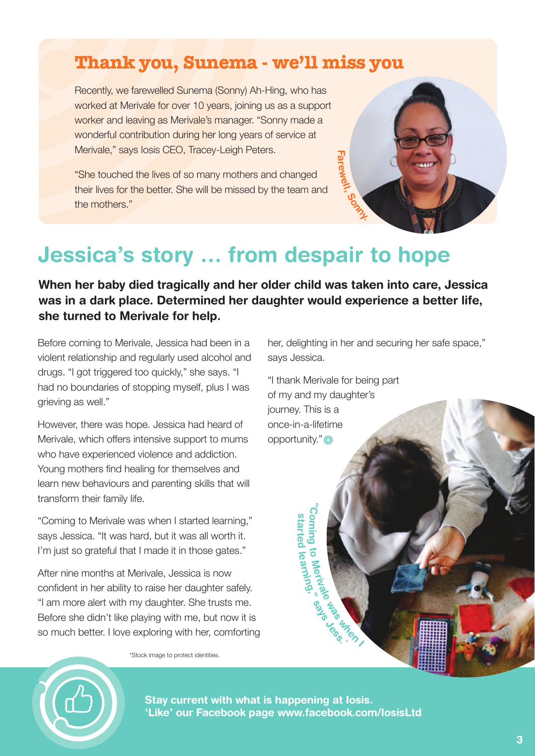## Thank you, Sunema - we'll miss you

Recently, we farewelled Sunema (Sonny) Ah-Hing, who has worked at Merivale for over 10 years, joining us as a support worker and leaving as Merivale's manager. "Sonny made a wonderful contribution during her long years of service at Merivale," says Iosis CEO, Tracey-Leigh Peters.

"She touched the lives of so many mothers and changed their lives for the better. She will be missed by the team and the mothers."

Farewell, Sonny.

# Jessica's story … from despair to hope

**When her baby died tragically and her older child was taken into care, Jessica was in a dark place. Determined her daughter would experience a better life, she turned to Merivale for help.**

Before coming to Merivale, Jessica had been in a violent relationship and regularly used alcohol and drugs. "I got triggered too quickly," she says. "I had no boundaries of stopping myself, plus I was grieving as well."

However, there was hope. Jessica had heard of Merivale, which offers intensive support to mums who have experienced violence and addiction. Young mothers find healing for themselves and learn new behaviours and parenting skills that will transform their family life.

"Coming to Merivale was when I started learning," says Jessica. "It was hard, but it was all worth it. I'm just so grateful that I made it in those gates."

After nine months at Merivale, Jessica is now confident in her ability to raise her daughter safely. "I am more alert with my daughter. She trusts me. Before she didn't like playing with me, but now it is so much better. I love exploring with her, comforting her, delighting in her and securing her safe space," says Jessica.

"I thank Merivale for being part of my and my daughter's journey. This is a once-in-a-lifetime opportunity."

"Coming to Merivale was when I started learning," says Jess.

*Stock image to protect identities.

**Stay current with what is happening at Iosis.**
**'Like' our Facebook page www.facebook.com/IosisLtd**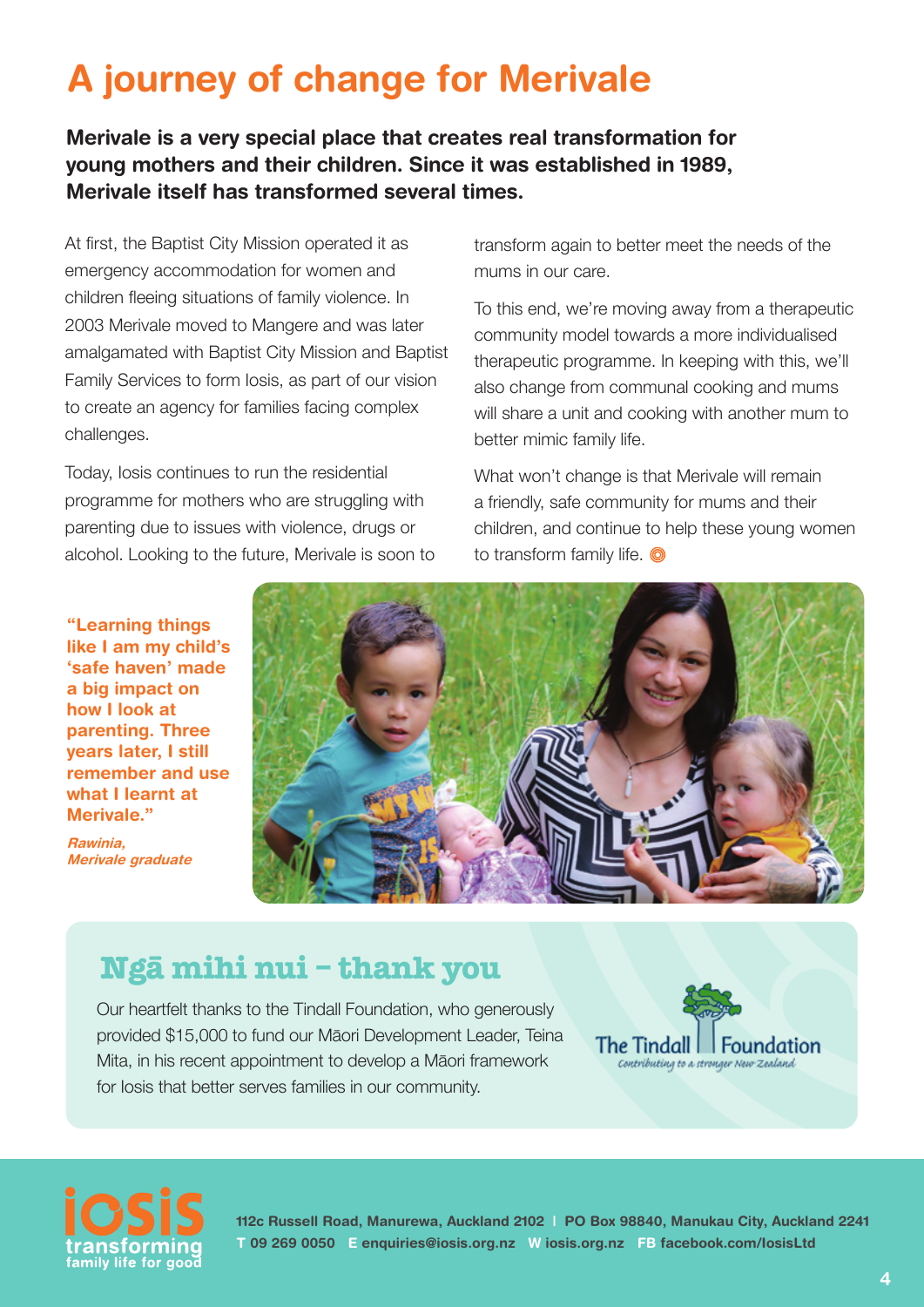# A journey of change for Merivale

**Merivale is a very special place that creates real transformation for young mothers and their children. Since it was established in 1989, Merivale itself has transformed several times.**

At first, the Baptist City Mission operated it as emergency accommodation for women and children fleeing situations of family violence. In 2003 Merivale moved to Mangere and was later amalgamated with Baptist City Mission and Baptist Family Services to form Iosis, as part of our vision to create an agency for families facing complex challenges.

Today, Iosis continues to run the residential programme for mothers who are struggling with parenting due to issues with violence, drugs or alcohol. Looking to the future, Merivale is soon to transform again to better meet the needs of the mums in our care.

To this end, we're moving away from a therapeutic community model towards a more individualised therapeutic programme. In keeping with this, we'll also change from communal cooking and mums will share a unit and cooking with another mum to better mimic family life.

What won't change is that Merivale will remain a friendly, safe community for mums and their children, and continue to help these young women to transform family life.

**"Learning things like I am my child's 'safe haven' made a big impact on how I look at parenting. Three years later, I still remember and use what I learnt at Merivale."**

***Rawinia, Merivale graduate***

## Ngā mihi nui – thank you

Our heartfelt thanks to the Tindall Foundation, who generously provided $15,000 to fund our Māori Development Leader, Teina Mita, in his recent appointment to develop a Māori framework for Iosis that better serves families in our community.

The Tindall Foundation
*Contributing to a stronger New Zealand*

iosis transforming family life for good

112c Russell Road, Manurewa, Auckland 2102 | PO Box 98840, Manukau City, Auckland 2241
T 09 269 0050 E enquiries@iosis.org.nz W iosis.org.nz FB facebook.com/IosisLtd